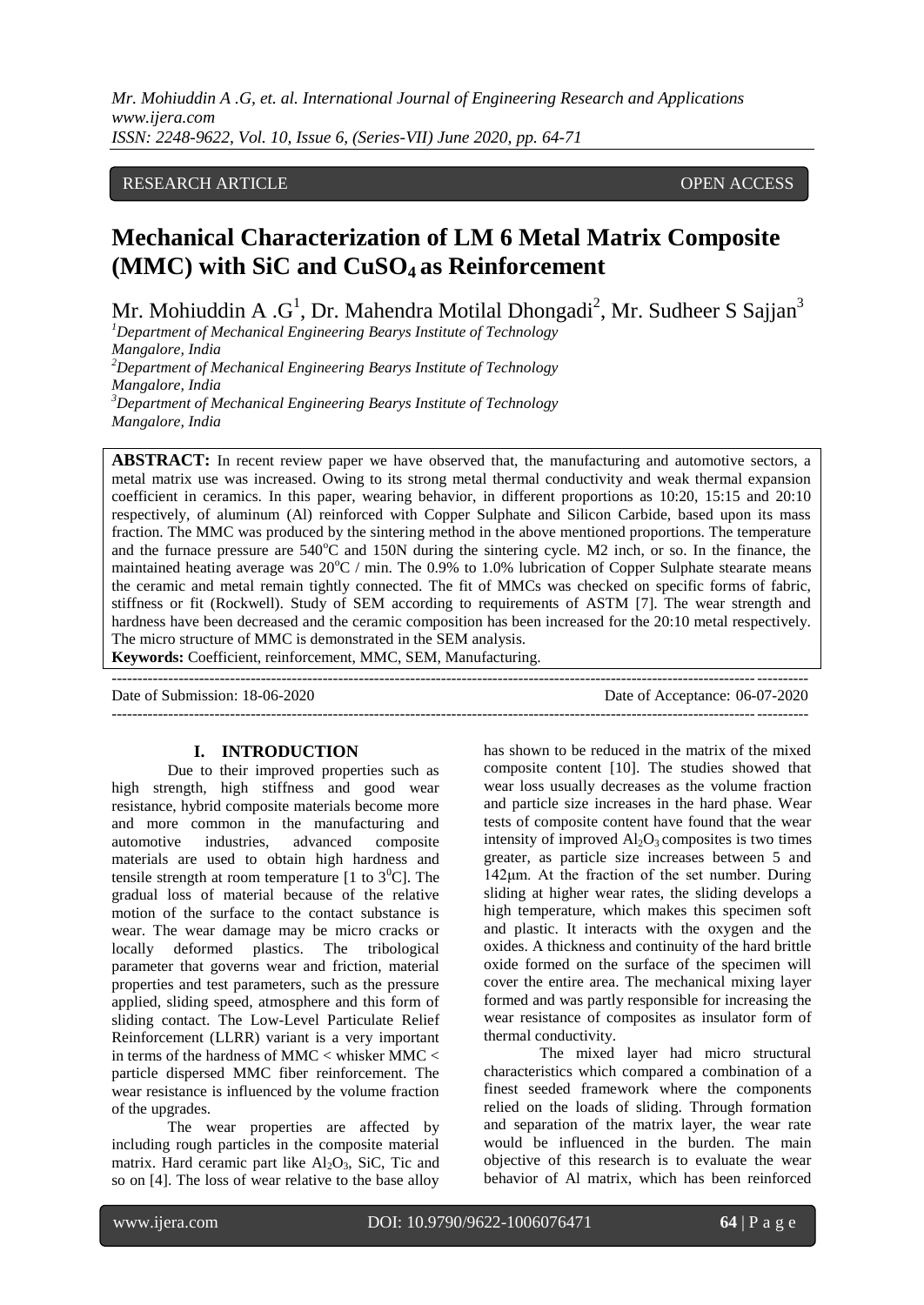RESEARCH ARTICLE OPEN ACCESS

# Mechanical Characterization of LM 6 Metal Matrix Composite (MMC) with SiC and $CuSO_4$ as Reinforcement

Mr. Mohiuddin A .G[1], Dr. Mahendra Motilal Dhongadi[2], Mr. Sudheer S Sajjan[3]

[1]Department of Mechanical Engineering Bearys Institute of Technology Mangalore, India
[2]Department of Mechanical Engineering Bearys Institute of Technology Mangalore, India
[3]Department of Mechanical Engineering Bearys Institute of Technology Mangalore, India

**ABSTRACT:** In recent review paper we have observed that, the manufacturing and automotive sectors, a metal matrix use was increased. Owing to its strong metal thermal conductivity and weak thermal expansion coefficient in ceramics. In this paper, wearing behavior, in different proportions as 10:20, 15:15 and 20:10 respectively, of aluminum (Al) reinforced with Copper Sulphate and Silicon Carbide, based upon its mass fraction. The MMC was produced by the sintering method in the above mentioned proportions. The temperature and the furnace pressure are 540°C and 150N during the sintering cycle. M2 inch, or so. In the finance, the maintained heating average was 20°C / min. The 0.9% to 1.0% lubrication of Copper Sulphate stearate means the ceramic and metal remain tightly connected. The fit of MMCs was checked on specific forms of fabric, stiffness or fit (Rockwell). Study of SEM according to requirements of ASTM [7]. The wear strength and hardness have been decreased and the ceramic composition has been increased for the 20:10 metal respectively. The micro structure of MMC is demonstrated in the SEM analysis.

**Keywords:** Coefficient, reinforcement, MMC, SEM, Manufacturing.

---

Date of Submission: 18-06-2020 Date of Acceptance: 06-07-2020

---

## I. INTRODUCTION

Due to their improved properties such as high strength, high stiffness and good wear resistance, hybrid composite materials become more and more common in the manufacturing and automotive industries, advanced composite materials are used to obtain high hardness and tensile strength at room temperature [1 to 3°C]. The gradual loss of material because of the relative motion of the surface to the contact substance is wear. The wear damage may be micro cracks or locally deformed plastics. The tribological parameter that governs wear and friction, material properties and test parameters, such as the pressure applied, sliding speed, atmosphere and this form of sliding contact. The Low-Level Particulate Relief Reinforcement (LLRR) variant is a very important in terms of the hardness of MMC < whisker MMC < particle dispersed MMC fiber reinforcement. The wear resistance is influenced by the volume fraction of the upgrades.

The wear properties are affected by including rough particles in the composite material matrix. Hard ceramic part like $Al_2O_3$, SiC, Tic and so on [4]. The loss of wear relative to the base alloy has shown to be reduced in the matrix of the mixed composite content [10]. The studies showed that wear loss usually decreases as the volume fraction and particle size increases in the hard phase. Wear tests of composite content have found that the wear intensity of improved $Al_2O_3$ composites is two times greater, as particle size increases between 5 and 142µm. At the fraction of the set number. During sliding at higher wear rates, the sliding develops a high temperature, which makes this specimen soft and plastic. It interacts with the oxygen and the oxides. A thickness and continuity of the hard brittle oxide formed on the surface of the specimen will cover the entire area. The mechanical mixing layer formed and was partly responsible for increasing the wear resistance of composites as insulator form of thermal conductivity.

The mixed layer had micro structural characteristics which compared a combination of a finest seeded framework where the components relied on the loads of sliding. Through formation and separation of the matrix layer, the wear rate would be influenced in the burden. The main objective of this research is to evaluate the wear behavior of Al matrix, which has been reinforced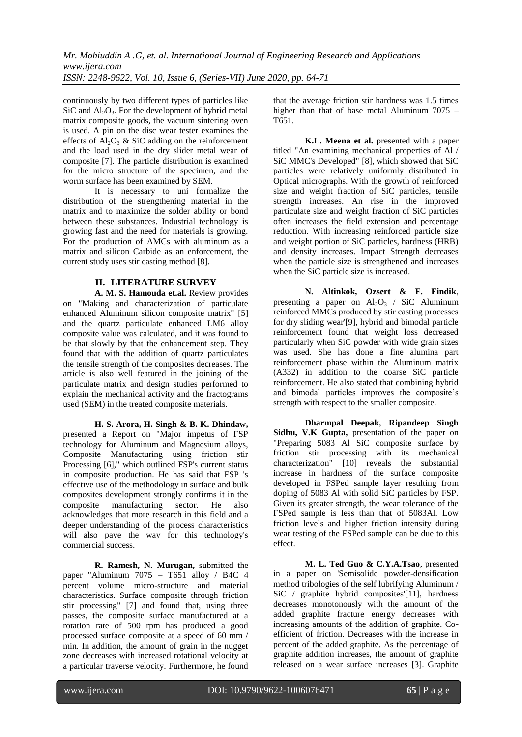continuously by two different types of particles like SiC and $Al_2O_3$. For the development of hybrid metal matrix composite goods, the vacuum sintering oven is used. A pin on the disc wear tester examines the effects of $Al_2O_3$ & SiC adding on the reinforcement and the load used in the dry slider metal wear of composite [7]. The particle distribution is examined for the micro structure of the specimen, and the worm surface has been examined by SEM.

It is necessary to uni formalize the distribution of the strengthening material in the matrix and to maximize the solder ability or bond between these substances. Industrial technology is growing fast and the need for materials is growing. For the production of AMCs with aluminum as a matrix and silicon Carbide as an enforcement, the current study uses stir casting method [8].

## II. LITERATURE SURVEY

**A. M. S. Hamouda et.al.** Review provides on "Making and characterization of particulate enhanced Aluminum silicon composite matrix" [5] and the quartz particulate enhanced LM6 alloy composite value was calculated, and it was found to be that slowly by that the enhancement step. They found that with the addition of quartz particulates the tensile strength of the composites decreases. The article is also well featured in the joining of the particulate matrix and design studies performed to explain the mechanical activity and the fractograms used (SEM) in the treated composite materials.

**H. S. Arora, H. Singh & B. K. Dhindaw,** presented a Report on "Major impetus of FSP technology for Aluminum and Magnesium alloys, Composite Manufacturing using friction stir Processing [6]," which outlined FSP's current status in composite production. He has said that FSP 's effective use of the methodology in surface and bulk composites development strongly confirms it in the composite manufacturing sector. He also acknowledges that more research in this field and a deeper understanding of the process characteristics will also pave the way for this technology's commercial success.

**R. Ramesh, N. Murugan,** submitted the paper "Aluminum 7075 – T651 alloy / B4C 4 percent volume micro-structure and material characteristics. Surface composite through friction stir processing" [7] and found that, using three passes, the composite surface manufactured at a rotation rate of 500 rpm has produced a good processed surface composite at a speed of 60 mm / min. In addition, the amount of grain in the nugget zone decreases with increased rotational velocity at a particular traverse velocity. Furthermore, he found that the average friction stir hardness was 1.5 times higher than that of base metal Aluminum 7075 – T651.

**K.L. Meena et al.** presented with a paper titled "An examining mechanical properties of Al / SiC MMC's Developed" [8], which showed that SiC particles were relatively uniformly distributed in Optical micrographs. With the growth of reinforced size and weight fraction of SiC particles, tensile strength increases. An rise in the improved particulate size and weight fraction of SiC particles often increases the field extension and percentage reduction. With increasing reinforced particle size and weight portion of SiC particles, hardness (HRB) and density increases. Impact Strength decreases when the particle size is strengthened and increases when the SiC particle size is increased.

**N. Altinkok, Ozsert & F. Findik**, presenting a paper on $Al_2O_3$ / SiC Aluminum reinforced MMCs produced by stir casting processes for dry sliding wear'[9], hybrid and bimodal particle reinforcement found that weight loss decreased particularly when SiC powder with wide grain sizes was used. She has done a fine alumina part reinforcement phase within the Aluminum matrix (A332) in addition to the coarse SiC particle reinforcement. He also stated that combining hybrid and bimodal particles improves the composite's strength with respect to the smaller composite.

**Dharmpal Deepak, Ripandeep Singh Sidhu, V.K Gupta,** presentation of the paper on "Preparing 5083 Al SiC composite surface by friction stir processing with its mechanical characterization" [10] reveals the substantial increase in hardness of the surface composite developed in FSPed sample layer resulting from doping of 5083 Al with solid SiC particles by FSP. Given its greater strength, the wear tolerance of the FSPed sample is less than that of 5083Al. Low friction levels and higher friction intensity during wear testing of the FSPed sample can be due to this effect.

**M. L. Ted Guo & C.Y.A.Tsao**, presented in a paper on 'Semisolide powder-densification method tribologies of the self lubrifying Aluminum / SiC / graphite hybrid composites'[11], hardness decreases monotonously with the amount of the added graphite fracture energy decreases with increasing amounts of the addition of graphite. Co-efficient of friction. Decreases with the increase in percent of the added graphite. As the percentage of graphite addition increases, the amount of graphite released on a wear surface increases [3]. Graphite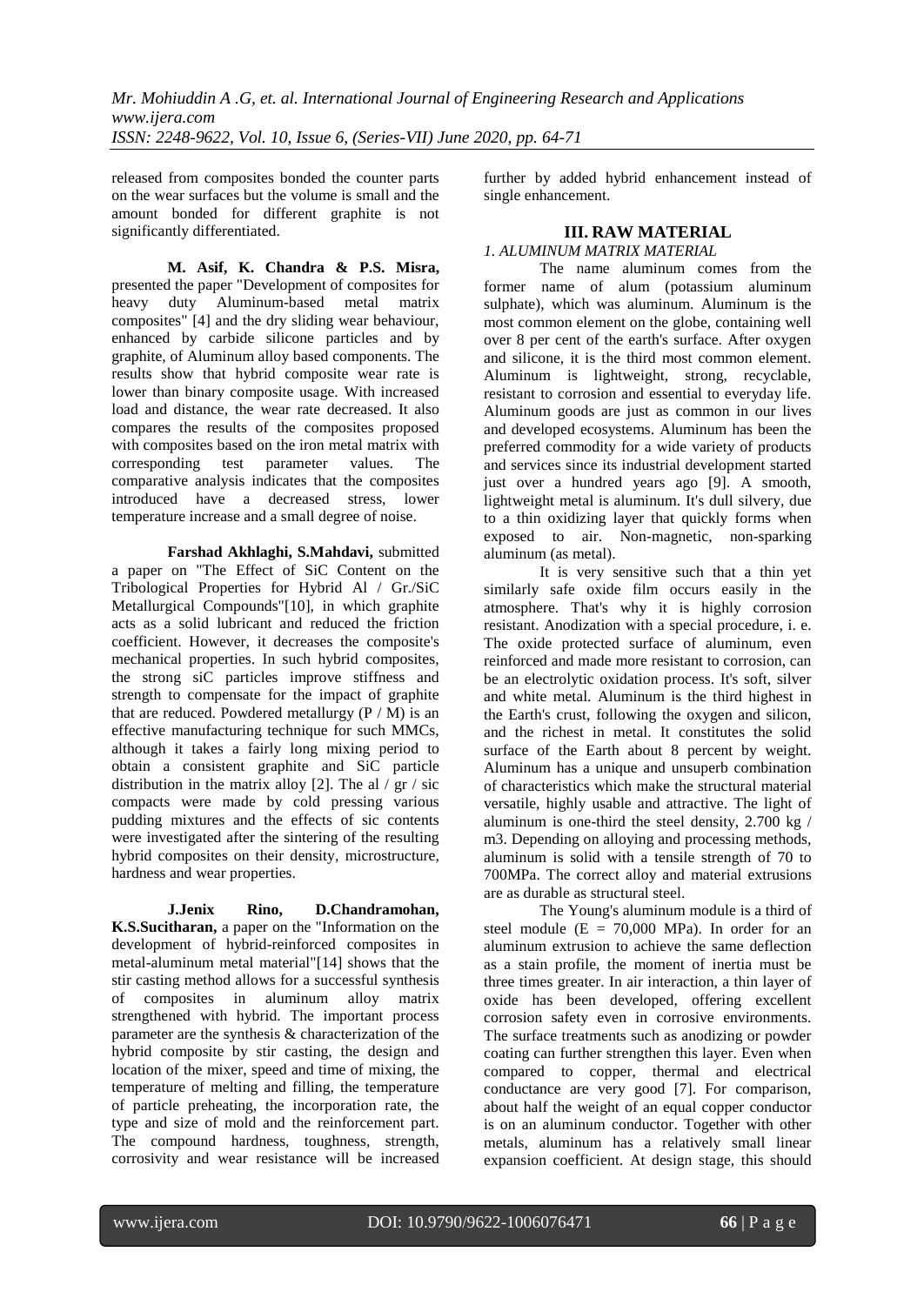released from composites bonded the counter parts on the wear surfaces but the volume is small and the amount bonded for different graphite is not significantly differentiated.

**M. Asif, K. Chandra & P.S. Misra,** presented the paper "Development of composites for heavy duty Aluminum-based metal matrix composites" [4] and the dry sliding wear behaviour, enhanced by carbide silicone particles and by graphite, of Aluminum alloy based components. The results show that hybrid composite wear rate is lower than binary composite usage. With increased load and distance, the wear rate decreased. It also compares the results of the composites proposed with composites based on the iron metal matrix with corresponding test parameter values. The comparative analysis indicates that the composites introduced have a decreased stress, lower temperature increase and a small degree of noise.

**Farshad Akhlaghi, S.Mahdavi,** submitted a paper on "The Effect of SiC Content on the Tribological Properties for Hybrid Al / Gr./SiC Metallurgical Compounds"[10], in which graphite acts as a solid lubricant and reduced the friction coefficient. However, it decreases the composite's mechanical properties. In such hybrid composites, the strong siC particles improve stiffness and strength to compensate for the impact of graphite that are reduced. Powdered metallurgy (P / M) is an effective manufacturing technique for such MMCs, although it takes a fairly long mixing period to obtain a consistent graphite and SiC particle distribution in the matrix alloy [2]. The al / gr / sic compacts were made by cold pressing various pudding mixtures and the effects of sic contents were investigated after the sintering of the resulting hybrid composites on their density, microstructure, hardness and wear properties.

**J.Jenix Rino, D.Chandramohan, K.S.Sucitharan,** a paper on the "Information on the development of hybrid-reinforced composites in metal-aluminum metal material"[14] shows that the stir casting method allows for a successful synthesis of composites in aluminum alloy matrix strengthened with hybrid. The important process parameter are the synthesis & characterization of the hybrid composite by stir casting, the design and location of the mixer, speed and time of mixing, the temperature of melting and filling, the temperature of particle preheating, the incorporation rate, the type and size of mold and the reinforcement part. The compound hardness, toughness, strength, corrosivity and wear resistance will be increased further by added hybrid enhancement instead of single enhancement.

## III. RAW MATERIAL

*1. ALUMINUM MATRIX MATERIAL*

The name aluminum comes from the former name of alum (potassium aluminum sulphate), which was aluminum. Aluminum is the most common element on the globe, containing well over 8 per cent of the earth's surface. After oxygen and silicone, it is the third most common element. Aluminum is lightweight, strong, recyclable, resistant to corrosion and essential to everyday life. Aluminum goods are just as common in our lives and developed ecosystems. Aluminum has been the preferred commodity for a wide variety of products and services since its industrial development started just over a hundred years ago [9]. A smooth, lightweight metal is aluminum. It's dull silvery, due to a thin oxidizing layer that quickly forms when exposed to air. Non-magnetic, non-sparking aluminum (as metal).

It is very sensitive such that a thin yet similarly safe oxide film occurs easily in the atmosphere. That's why it is highly corrosion resistant. Anodization with a special procedure, i. e. The oxide protected surface of aluminum, even reinforced and made more resistant to corrosion, can be an electrolytic oxidation process. It's soft, silver and white metal. Aluminum is the third highest in the Earth's crust, following the oxygen and silicon, and the richest in metal. It constitutes the solid surface of the Earth about 8 percent by weight. Aluminum has a unique and unsuperb combination of characteristics which make the structural material versatile, highly usable and attractive. The light of aluminum is one-third the steel density, 2.700 kg / m3. Depending on alloying and processing methods, aluminum is solid with a tensile strength of 70 to 700MPa. The correct alloy and material extrusions are as durable as structural steel.

The Young's aluminum module is a third of steel module ($E = 70,000$ MPa). In order for an aluminum extrusion to achieve the same deflection as a stain profile, the moment of inertia must be three times greater. In air interaction, a thin layer of oxide has been developed, offering excellent corrosion safety even in corrosive environments. The surface treatments such as anodizing or powder coating can further strengthen this layer. Even when compared to copper, thermal and electrical conductance are very good [7]. For comparison, about half the weight of an equal copper conductor is on an aluminum conductor. Together with other metals, aluminum has a relatively small linear expansion coefficient. At design stage, this should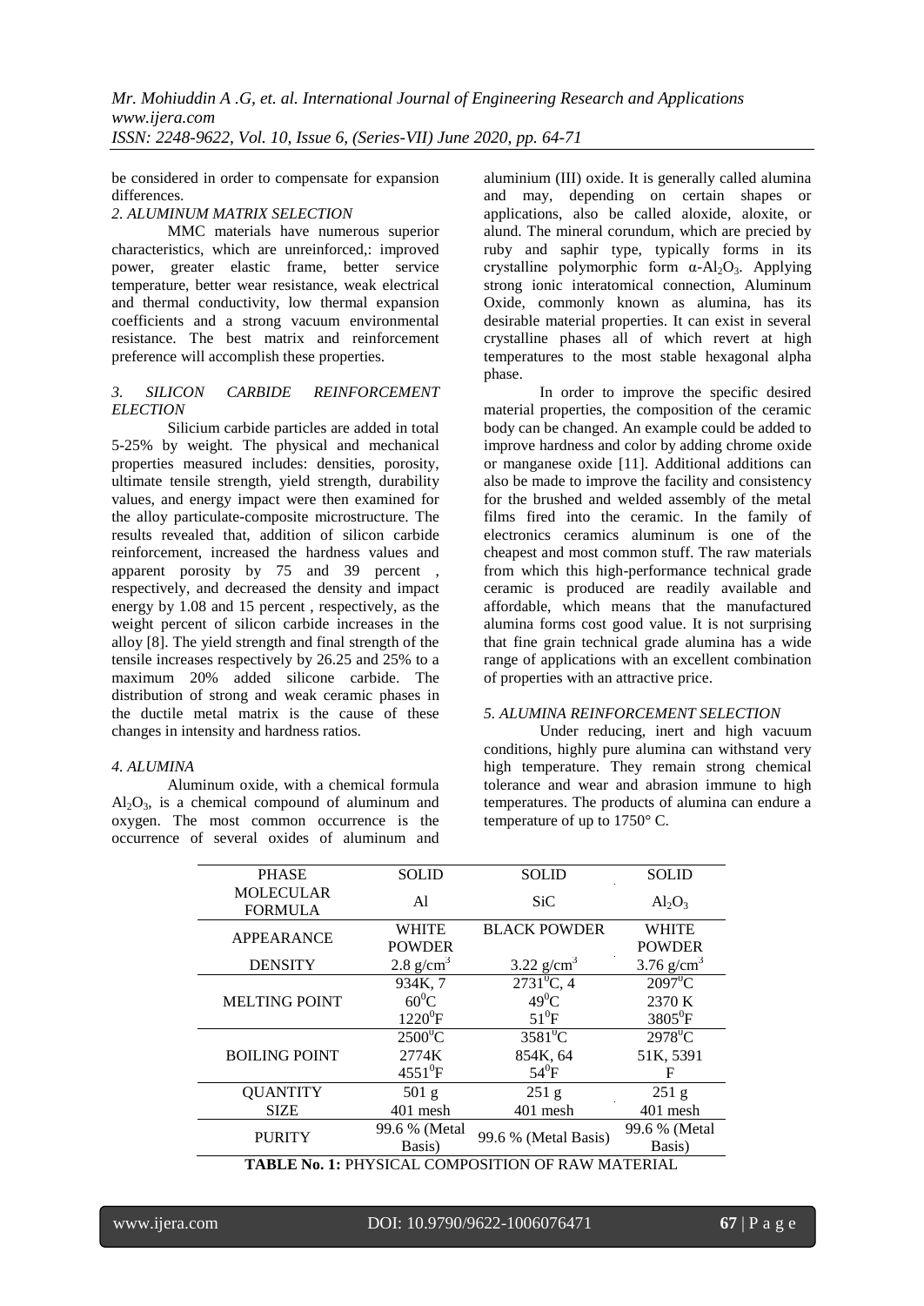be considered in order to compensate for expansion differences.

*2. ALUMINUM MATRIX SELECTION*

MMC materials have numerous superior characteristics, which are unreinforced,: improved power, greater elastic frame, better service temperature, better wear resistance, weak electrical and thermal conductivity, low thermal expansion coefficients and a strong vacuum environmental resistance. The best matrix and reinforcement preference will accomplish these properties.

*3. SILICON CARBIDE REINFORCEMENT ELECTION*

Silicium carbide particles are added in total 5-25% by weight. The physical and mechanical properties measured includes: densities, porosity, ultimate tensile strength, yield strength, durability values, and energy impact were then examined for the alloy particulate-composite microstructure. The results revealed that, addition of silicon carbide reinforcement, increased the hardness values and apparent porosity by 75 and 39 percent , respectively, and decreased the density and impact energy by 1.08 and 15 percent , respectively, as the weight percent of silicon carbide increases in the alloy [8]. The yield strength and final strength of the tensile increases respectively by 26.25 and 25% to a maximum 20% added silicone carbide. The distribution of strong and weak ceramic phases in the ductile metal matrix is the cause of these changes in intensity and hardness ratios.

*4. ALUMINA*

Aluminum oxide, with a chemical formula $Al_2O_3$, is a chemical compound of aluminum and oxygen. The most common occurrence is the occurrence of several oxides of aluminum and aluminium (III) oxide. It is generally called alumina and may, depending on certain shapes or applications, also be called aloxide, aloxite, or alund. The mineral corundum, which are precied by ruby and saphir type, typically forms in its crystalline polymorphic form $\alpha$-$Al_2O_3$. Applying strong ionic interatomical connection, Aluminum Oxide, commonly known as alumina, has its desirable material properties. It can exist in several crystalline phases all of which revert at high temperatures to the most stable hexagonal alpha phase.

In order to improve the specific desired material properties, the composition of the ceramic body can be changed. An example could be added to improve hardness and color by adding chrome oxide or manganese oxide [11]. Additional additions can also be made to improve the facility and consistency for the brushed and welded assembly of the metal films fired into the ceramic. In the family of electronics ceramics aluminum is one of the cheapest and most common stuff. The raw materials from which this high-performance technical grade ceramic is produced are readily available and affordable, which means that the manufactured alumina forms cost good value. It is not surprising that fine grain technical grade alumina has a wide range of applications with an excellent combination of properties with an attractive price.

*5. ALUMINA REINFORCEMENT SELECTION*

Under reducing, inert and high vacuum conditions, highly pure alumina can withstand very high temperature. They remain strong chemical tolerance and wear and abrasion immune to high temperatures. The products of alumina can endure a temperature of up to 1750° C.

| PHASE | SOLID | SOLID | SOLID |
|---|---|---|---|
| MOLECULAR FORMULA | Al | SiC | $Al_2O_3$ |
| APPEARANCE | WHITE POWDER | BLACK POWDER | WHITE POWDER |
| DENSITY | 2.8 g/cm$^3$ | 3.22 g/cm$^3$ | 3.76 g/cm$^3$ |
| MELTING POINT | 934K, 7 60$^0$C 1220$^0$F | 2731$^0$C, 4 49$^0$C 51$^0$F | 2097$^0$C 2370 K 3805$^0$F |
| BOILING POINT | 2500$^0$C 2774K 4551$^0$F | 3581$^0$C 854K, 64 54$^0$F | 2978$^0$C 51K, 5391 F |
| QUANTITY | 501 g | 251 g | 251 g |
| SIZE | 401 mesh | 401 mesh | 401 mesh |
| PURITY | 99.6 % (Metal Basis) | 99.6 % (Metal Basis) | 99.6 % (Metal Basis) |

**TABLE No. 1:** PHYSICAL COMPOSITION OF RAW MATERIAL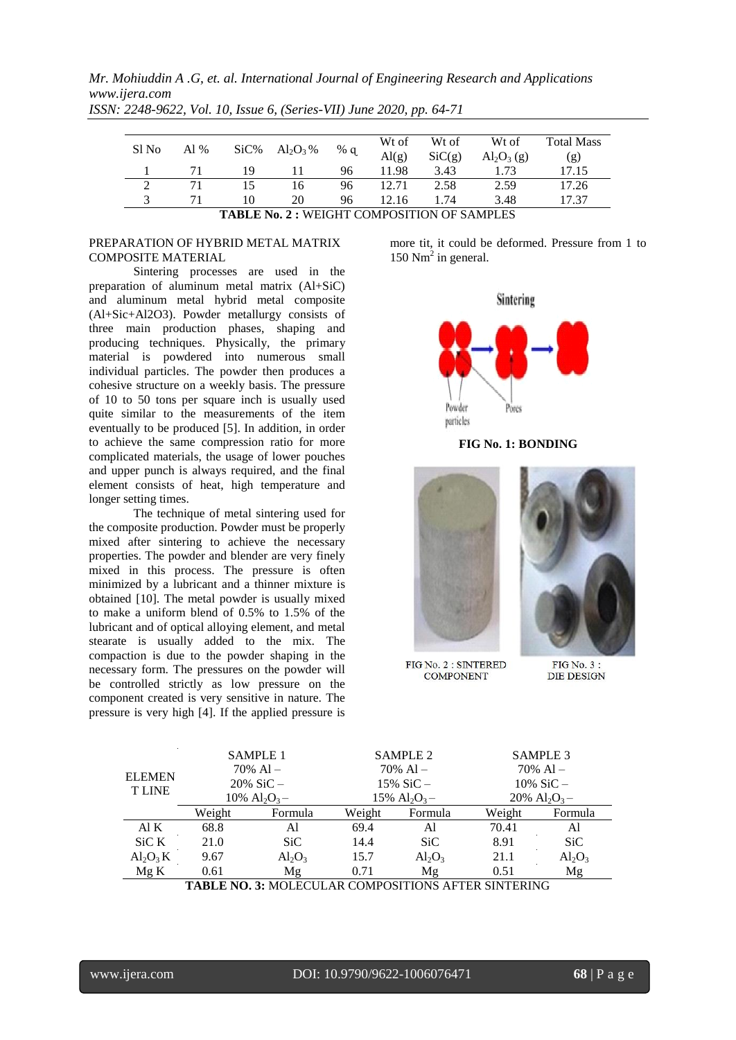| Sl No | Al % | SiC% | $Al_2O_3$ % | % q | Wt of Al(g) | Wt of SiC(g) | Wt of $Al_2O_3$ (g) | Total Mass (g) |
|---|---|---|---|---|---|---|---|---|
| 1 | 71 | 19 | 11 | 96 | 11.98 | 3.43 | 1.73 | 17.15 |
| 2 | 71 | 15 | 16 | 96 | 12.71 | 2.58 | 2.59 | 17.26 |
| 3 | 71 | 10 | 20 | 96 | 12.16 | 1.74 | 3.48 | 17.37 |

**TABLE No. 2 :** WEIGHT COMPOSITION OF SAMPLES

PREPARATION OF HYBRID METAL MATRIX COMPOSITE MATERIAL

Sintering processes are used in the preparation of aluminum metal matrix (Al+SiC) and aluminum metal hybrid metal composite (Al+Sic+Al2O3). Powder metallurgy consists of three main production phases, shaping and producing techniques. Physically, the primary material is powdered into numerous small individual particles. The powder then produces a cohesive structure on a weekly basis. The pressure of 10 to 50 tons per square inch is usually used quite similar to the measurements of the item eventually to be produced [5]. In addition, in order to achieve the same compression ratio for more complicated materials, the usage of lower pouches and upper punch is always required, and the final element consists of heat, high temperature and longer setting times.

The technique of metal sintering used for the composite production. Powder must be properly mixed after sintering to achieve the necessary properties. The powder and blender are very finely mixed in this process. The pressure is often minimized by a lubricant and a thinner mixture is obtained [10]. The metal powder is usually mixed to make a uniform blend of 0.5% to 1.5% of the lubricant and of optical alloying element, and metal stearate is usually added to the mix. The compaction is due to the powder shaping in the necessary form. The pressures on the powder will be controlled strictly as low pressure on the component created is very sensitive in nature. The pressure is very high [4]. If the applied pressure is more tit, it could be deformed. Pressure from 1 to 150 $Nm^2$ in general.

**FIG No. 1: BONDING**

FIG No. 2 : SINTERED COMPONENT

FIG No. 3 : DIE DESIGN

| ELEMENT LINE | SAMPLE 1 70% Al – 20% SiC – 10% $Al_2O_3$ – | | SAMPLE 2 70% Al – 15% SiC – 15% $Al_2O_3$ – | | SAMPLE 3 70% Al – 10% SiC – 20% $Al_2O_3$ – | |
|---|---|---|---|---|---|---|
| | Weight | Formula | Weight | Formula | Weight | Formula |
| Al K | 68.8 | Al | 69.4 | Al | 70.41 | Al |
| SiC K | 21.0 | SiC | 14.4 | SiC | 8.91 | SiC |
| $Al_2O_3$ K | 9.67 | $Al_2O_3$ | 15.7 | $Al_2O_3$ | 21.1 | $Al_2O_3$ |
| Mg K | 0.61 | Mg | 0.71 | Mg | 0.51 | Mg |

**TABLE NO. 3:** MOLECULAR COMPOSITIONS AFTER SINTERING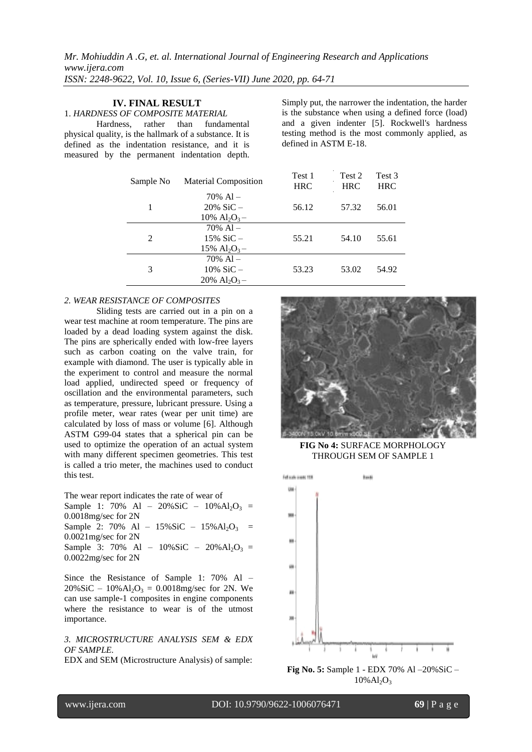## IV. FINAL RESULT

### 1. *HARDNESS OF COMPOSITE MATERIAL*

Hardness, rather than fundamental physical quality, is the hallmark of a substance. It is defined as the indentation resistance, and it is measured by the permanent indentation depth. Simply put, the narrower the indentation, the harder is the substance when using a defined force (load) and a given indenter [5]. Rockwell's hardness testing method is the most commonly applied, as defined in ASTM E-18.

| Sample No | Material Composition | Test 1 HRC | Test 2 HRC | Test 3 HRC |
|---|---|---|---|---|
| 1 | 70% Al – 20% SiC – 10% $Al_2O_3$ – | 56.12 | 57.32 | 56.01 |
| 2 | 70% Al – 15% SiC – 15% $Al_2O_3$ – | 55.21 | 54.10 | 55.61 |
| 3 | 70% Al – 10% SiC – 20% $Al_2O_3$ – | 53.23 | 53.02 | 54.92 |

### 2. *WEAR RESISTANCE OF COMPOSITES*

Sliding tests are carried out in a pin on a wear test machine at room temperature. The pins are loaded by a dead loading system against the disk. The pins are spherically ended with low-free layers such as carbon coating on the valve train, for example with diamond. The user is typically able in the experiment to control and measure the normal load applied, undirected speed or frequency of oscillation and the environmental parameters, such as temperature, pressure, lubricant pressure. Using a profile meter, wear rates (wear per unit time) are calculated by loss of mass or volume [6]. Although ASTM G99-04 states that a spherical pin can be used to optimize the operation of an actual system with many different specimen geometries. This test is called a trio meter, the machines used to conduct this test.

The wear report indicates the rate of wear of

Sample 1: 70% Al – 20%SiC – 10%$Al_2O_3$ = 0.0018mg/sec for 2N

Sample 2: 70% Al – 15%SiC – 15%$Al_2O_3$ = 0.0021mg/sec for 2N

Sample 3: 70% Al – 10%SiC – 20%$Al_2O_3$ = 0.0022mg/sec for 2N

Since the Resistance of Sample 1: 70% Al – 20%SiC – 10%$Al_2O_3$ = 0.0018mg/sec for 2N. We can use sample-1 composites in engine components where the resistance to wear is of the utmost importance.

### 3. *MICROSTRUCTURE ANALYSIS SEM & EDX OF SAMPLE.*

EDX and SEM (Microstructure Analysis) of sample:

**FIG No 4:** SURFACE MORPHOLOGY THROUGH SEM OF SAMPLE 1

**Fig No. 5:** Sample 1 - EDX 70% Al –20%SiC – 10%$Al_2O_3$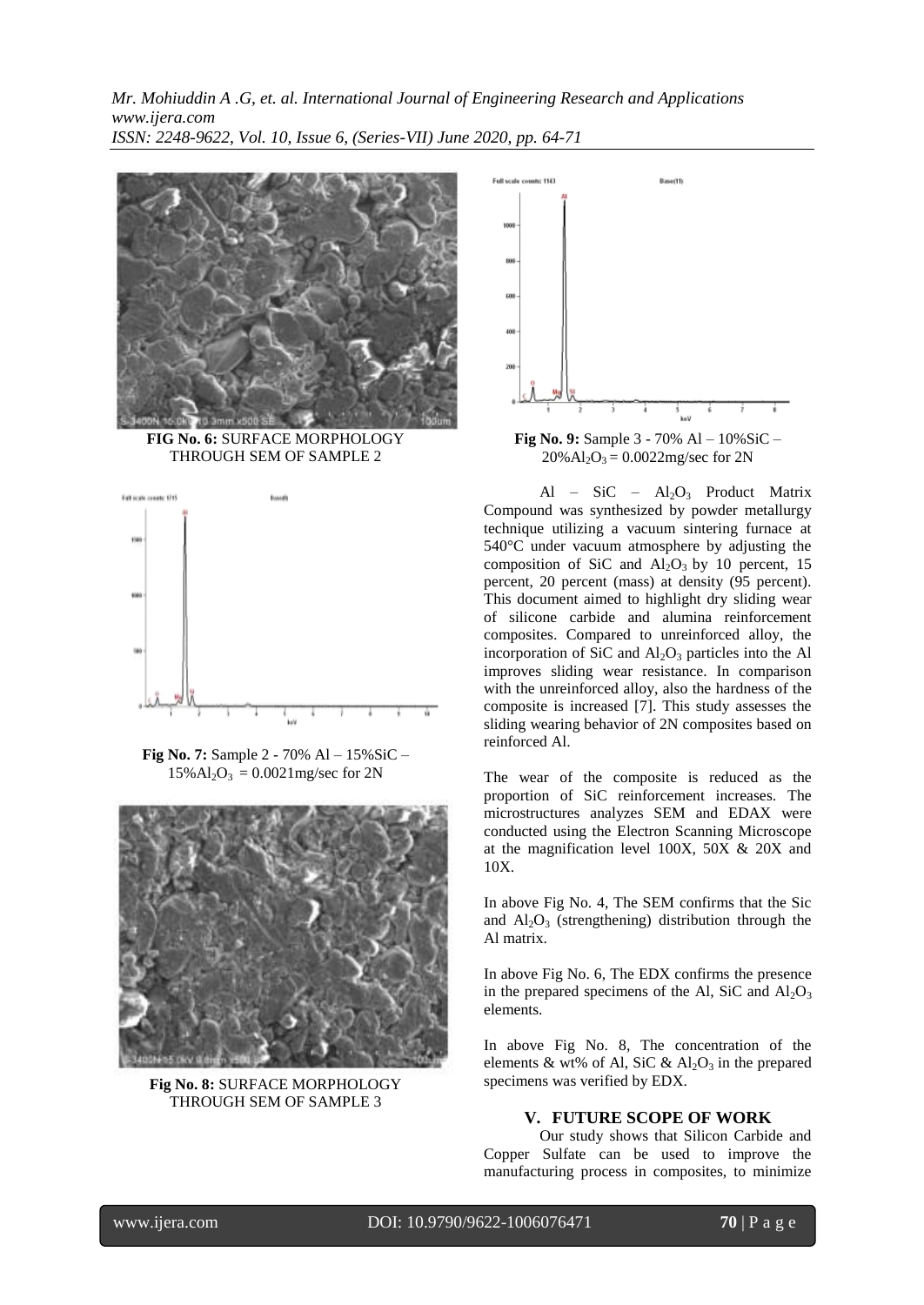**FIG No. 6:** SURFACE MORPHOLOGY THROUGH SEM OF SAMPLE 2

**Fig No. 7:** Sample 2 - 70% Al – 15%SiC – 15%$Al_2O_3$ = 0.0021mg/sec for 2N

**Fig No. 8:** SURFACE MORPHOLOGY THROUGH SEM OF SAMPLE 3

**Fig No. 9:** Sample 3 - 70% Al – 10%SiC – 20%$Al_2O_3$ = 0.0022mg/sec for 2N

Al – SiC – $Al_2O_3$ Product Matrix Compound was synthesized by powder metallurgy technique utilizing a vacuum sintering furnace at 540°C under vacuum atmosphere by adjusting the composition of SiC and $Al_2O_3$ by 10 percent, 15 percent, 20 percent (mass) at density (95 percent). This document aimed to highlight dry sliding wear of silicone carbide and alumina reinforcement composites. Compared to unreinforced alloy, the incorporation of SiC and $Al_2O_3$ particles into the Al improves sliding wear resistance. In comparison with the unreinforced alloy, also the hardness of the composite is increased [7]. This study assesses the sliding wearing behavior of 2N composites based on reinforced Al.

The wear of the composite is reduced as the proportion of SiC reinforcement increases. The microstructures analyzes SEM and EDAX were conducted using the Electron Scanning Microscope at the magnification level 100X, 50X & 20X and 10X.

In above Fig No. 4, The SEM confirms that the Sic and $Al_2O_3$ (strengthening) distribution through the Al matrix.

In above Fig No. 6, The EDX confirms the presence in the prepared specimens of the Al, SiC and $Al_2O_3$ elements.

In above Fig No. 8, The concentration of the elements & wt% of Al, SiC & $Al_2O_3$ in the prepared specimens was verified by EDX.

## V. FUTURE SCOPE OF WORK

Our study shows that Silicon Carbide and Copper Sulfate can be used to improve the manufacturing process in composites, to minimize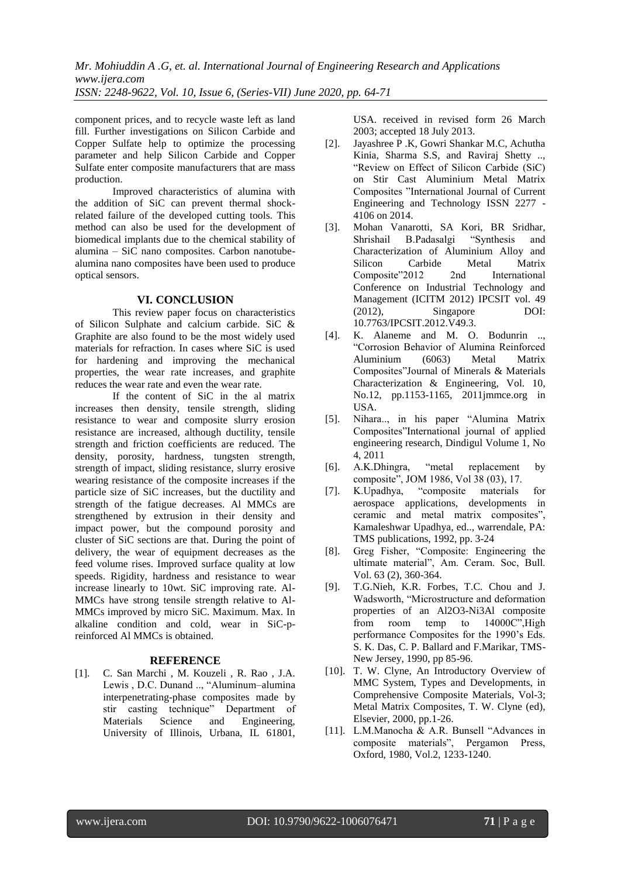component prices, and to recycle waste left as land fill. Further investigations on Silicon Carbide and Copper Sulfate help to optimize the processing parameter and help Silicon Carbide and Copper Sulfate enter composite manufacturers that are mass production.

Improved characteristics of alumina with the addition of SiC can prevent thermal shock-related failure of the developed cutting tools. This method can also be used for the development of biomedical implants due to the chemical stability of alumina – SiC nano composites. Carbon nanotube-alumina nano composites have been used to produce optical sensors.

## VI. CONCLUSION

This review paper focus on characteristics of Silicon Sulphate and calcium carbide. SiC & Graphite are also found to be the most widely used materials for refraction. In cases where SiC is used for hardening and improving the mechanical properties, the wear rate increases, and graphite reduces the wear rate and even the wear rate.

If the content of SiC in the al matrix increases then density, tensile strength, sliding resistance to wear and composite slurry erosion resistance are increased, although ductility, tensile strength and friction coefficients are reduced. The density, porosity, hardness, tungsten strength, strength of impact, sliding resistance, slurry erosive wearing resistance of the composite increases if the particle size of SiC increases, but the ductility and strength of the fatigue decreases. Al MMCs are strengthened by extrusion in their density and impact power, but the compound porosity and cluster of SiC sections are that. During the point of delivery, the wear of equipment decreases as the feed volume rises. Improved surface quality at low speeds. Rigidity, hardness and resistance to wear increase linearly to 10wt. SiC improving rate. Al-MMCs have strong tensile strength relative to Al-MMCs improved by micro SiC. Maximum. Max. In alkaline condition and cold, wear in SiC-p-reinforced Al MMCs is obtained.

## REFERENCE

[1]. C. San Marchi , M. Kouzeli , R. Rao , J.A. Lewis , D.C. Dunand .., "Aluminum–alumina interpenetrating-phase composites made by stir casting technique" Department of Materials Science and Engineering, University of Illinois, Urbana, IL 61801, USA. received in revised form 26 March 2003; accepted 18 July 2013.

[2]. Jayashree P .K, Gowri Shankar M.C, Achutha Kinia, Sharma S.S, and Raviraj Shetty .., "Review on Effect of Silicon Carbide (SiC) on Stir Cast Aluminium Metal Matrix Composites "International Journal of Current Engineering and Technology ISSN 2277 - 4106 on 2014.

[3]. Mohan Vanarotti, SA Kori, BR Sridhar, Shrishail B.Padasalgi "Synthesis and Characterization of Aluminium Alloy and Silicon Carbide Metal Matrix Composite"2012 2nd International Conference on Industrial Technology and Management (ICITM 2012) IPCSIT vol. 49 (2012), Singapore DOI: 10.7763/IPCSIT.2012.V49.3.

[4]. K. Alaneme and M. O. Bodunrin .., "Corrosion Behavior of Alumina Reinforced Aluminium (6063) Metal Matrix Composites"Journal of Minerals & Materials Characterization & Engineering, Vol. 10, No.12, pp.1153-1165, 2011jmmce.org in USA.

[5]. Nihara.., in his paper "Alumina Matrix Composites"International journal of applied engineering research, Dindigul Volume 1, No 4, 2011

[6]. A.K.Dhingra, "metal replacement by composite", JOM 1986, Vol 38 (03), 17.

[7]. K.Upadhya, "composite materials for aerospace applications, developments in ceramic and metal matrix composites", Kamaleshwar Upadhya, ed.., warrendale, PA: TMS publications, 1992, pp. 3-24

[8]. Greg Fisher, "Composite: Engineering the ultimate material", Am. Ceram. Soc, Bull. Vol. 63 (2), 360-364.

[9]. T.G.Nieh, K.R. Forbes, T.C. Chou and J. Wadsworth, "Microstructure and deformation properties of an Al2O3-Ni3Al composite from room temp to 14000C",High performance Composites for the 1990's Eds. S. K. Das, C. P. Ballard and F.Marikar, TMS-New Jersey, 1990, pp 85-96.

[10]. T. W. Clyne, An Introductory Overview of MMC System, Types and Developments, in Comprehensive Composite Materials, Vol-3; Metal Matrix Composites, T. W. Clyne (ed), Elsevier, 2000, pp.1-26.

[11]. L.M.Manocha & A.R. Bunsell "Advances in composite materials", Pergamon Press, Oxford, 1980, Vol.2, 1233-1240.